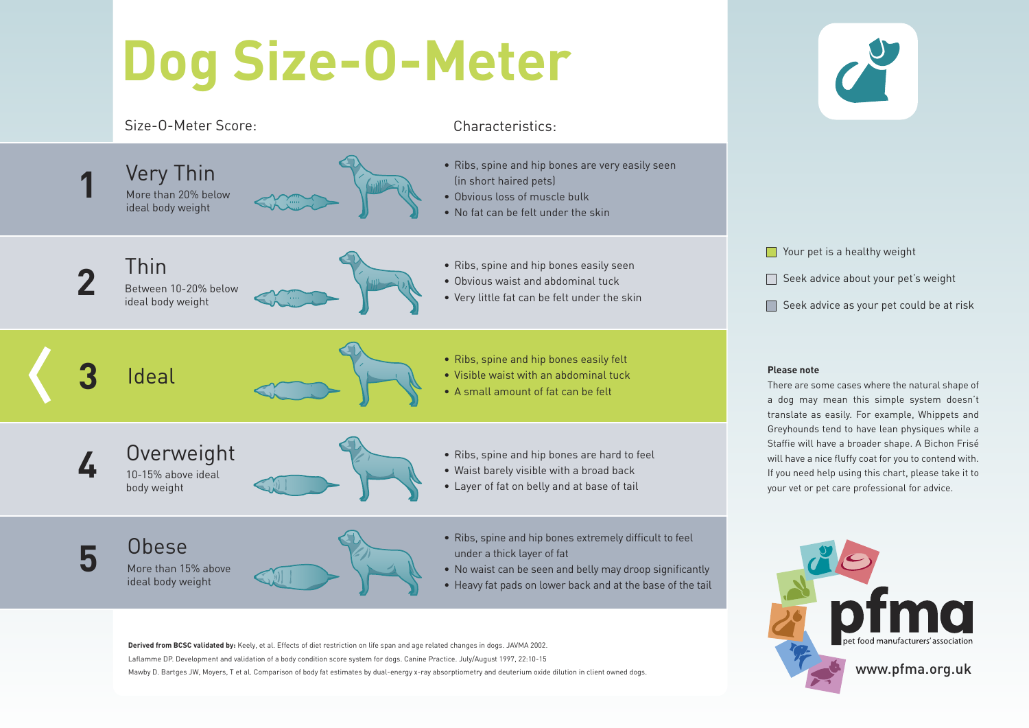# Dog Size-O-Meter

| Size-O-Meter Score: | | Characteristics: |
|---|---|---|
| 1 | **Very Thin** More than 20% below ideal body weight | • Ribs, spine and hip bones are very easily seen (in short haired pets) • Obvious loss of muscle bulk • No fat can be felt under the skin |
| 2 | **Thin** Between 10-20% below ideal body weight | • Ribs, spine and hip bones easily seen • Obvious waist and abdominal tuck • Very little fat can be felt under the skin |
| 3 | **Ideal** | • Ribs, spine and hip bones easily felt • Visible waist with an abdominal tuck • A small amount of fat can be felt |
| 4 | **Overweight** 10-15% above ideal body weight | • Ribs, spine and hip bones are hard to feel • Waist barely visible with a broad back • Layer of fat on belly and at base of tail |
| 5 | **Obese** More than 15% above ideal body weight | • Ribs, spine and hip bones extremely difficult to feel under a thick layer of fat • No waist can be seen and belly may droop significantly • Heavy fat pads on lower back and at the base of the tail |

- Your pet is a healthy weight
- Seek advice about your pet's weight
- Seek advice as your pet could be at risk

**Please note**

There are some cases where the natural shape of a dog may mean this simple system doesn't translate as easily. For example, Whippets and Greyhounds tend to have lean physiques while a Staffie will have a broader shape. A Bichon Frisé will have a nice fluffy coat for you to contend with. If you need help using this chart, please take it to your vet or pet care professional for advice.

**Derived from BCSC validated by:** Keely, et al. Effects of diet restriction on life span and age related changes in dogs. JAVMA 2002.

Laflamme DP. Development and validation of a body condition score system for dogs. Canine Practice. July/August 1997, 22:10-15

Mawby D. Bartges JW, Moyers, T et al. Comparison of body fat estimates by dual-energy x-ray absorptiometry and deuterium oxide dilution in client owned dogs.

pfma
pet food manufacturers' association

www.pfma.org.uk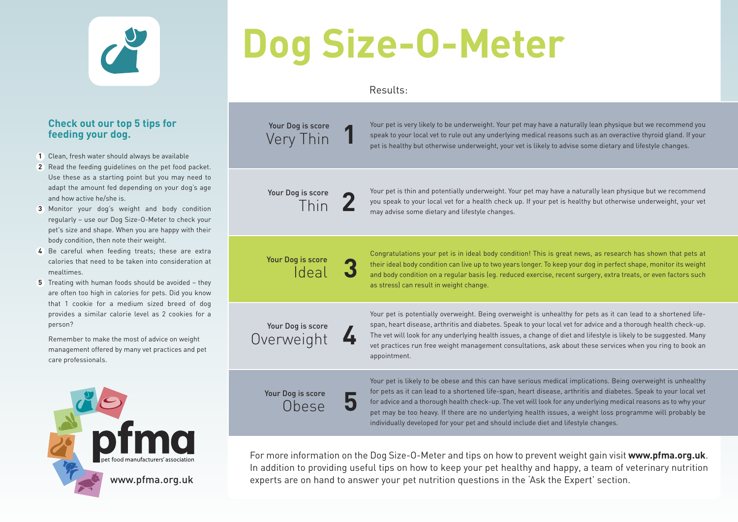# Dog Size-O-Meter

## Check out our top 5 tips for feeding your dog.

1. Clean, fresh water should always be available
2. Read the feeding guidelines on the pet food packet. Use these as a starting point but you may need to adapt the amount fed depending on your dog's age and how active he/she is.
3. Monitor your dog's weight and body condition regularly – use our Dog Size-O-Meter to check your pet's size and shape. When you are happy with their body condition, then note their weight.
4. Be careful when feeding treats; these are extra calories that need to be taken into consideration at mealtimes.
5. Treating with human foods should be avoided – they are often too high in calories for pets. Did you know that 1 cookie for a medium sized breed of dog provides a similar calorie level as 2 cookies for a person?

Remember to make the most of advice on weight management offered by many vet practices and pet care professionals.

pfma
pet food manufacturers' association
www.pfma.org.uk

Results:

**Your Dog is score Very Thin 1**

Your pet is very likely to be underweight. Your pet may have a naturally lean physique but we recommend you speak to your local vet to rule out any underlying medical reasons such as an overactive thyroid gland. If your pet is healthy but otherwise underweight, your vet is likely to advise some dietary and lifestyle changes.

**Your Dog is score Thin 2**

Your pet is thin and potentially underweight. Your pet may have a naturally lean physique but we recommend you speak to your local vet for a health check up. If your pet is healthy but otherwise underweight, your vet may advise some dietary and lifestyle changes.

**Your Dog is score Ideal 3**

Congratulations your pet is in ideal body condition! This is great news, as research has shown that pets at their ideal body condition can live up to two years longer. To keep your dog in perfect shape, monitor its weight and body condition on a regular basis (eg. reduced exercise, recent surgery, extra treats, or even factors such as stress) can result in weight change.

**Your Dog is score Overweight 4**

Your pet is potentially overweight. Being overweight is unhealthy for pets as it can lead to a shortened life-span, heart disease, arthritis and diabetes. Speak to your local vet for advice and a thorough health check-up. The vet will look for any underlying health issues, a change of diet and lifestyle is likely to be suggested. Many vet practices run free weight management consultations, ask about these services when you ring to book an appointment.

**Your Dog is score Obese 5**

Your pet is likely to be obese and this can have serious medical implications. Being overweight is unhealthy for pets as it can lead to a shortened life-span, heart disease, arthritis and diabetes. Speak to your local vet for advice and a thorough health check-up. The vet will look for any underlying medical reasons as to why your pet may be too heavy. If there are no underlying health issues, a weight loss programme will probably be individually developed for your pet and should include diet and lifestyle changes.

For more information on the Dog Size-O-Meter and tips on how to prevent weight gain visit **www.pfma.org.uk**. In addition to providing useful tips on how to keep your pet healthy and happy, a team of veterinary nutrition experts are on hand to answer your pet nutrition questions in the 'Ask the Expert' section.